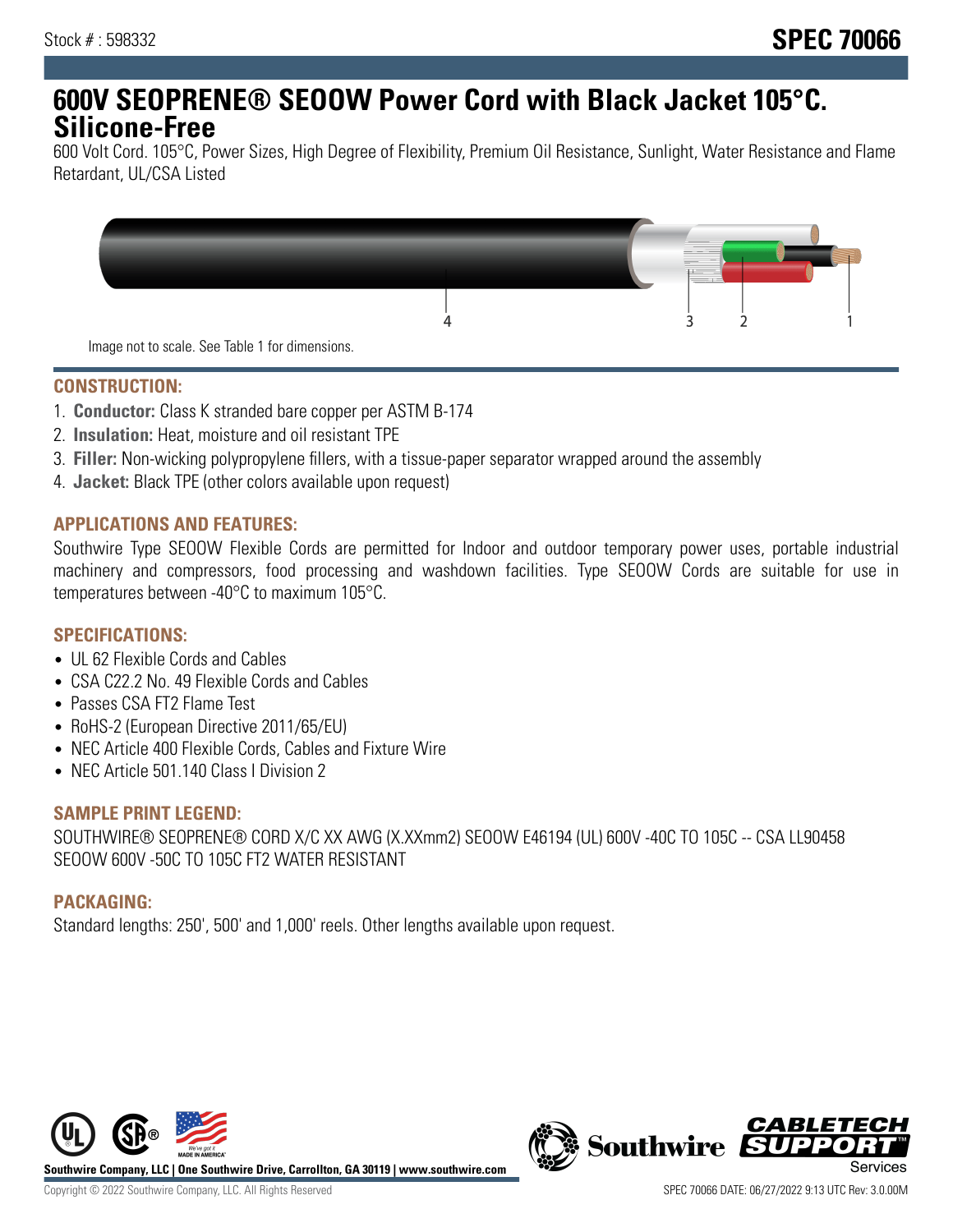Stock # : 598332

# SPEC 70066

## 600V SEOPRENE® SEOOW Power Cord with Black Jacket 105°C. Silicone-Free

600 Volt Cord. 105°C, Power Sizes, High Degree of Flexibility, Premium Oil Resistance, Sunlight, Water Resistance and Flame Retardant, UL/CSA Listed

Image not to scale. See Table 1 for dimensions.

### CONSTRUCTION:

1. **Conductor:** Class K stranded bare copper per ASTM B-174
2. **Insulation:** Heat, moisture and oil resistant TPE
3. **Filler:** Non-wicking polypropylene fillers, with a tissue-paper separator wrapped around the assembly
4. **Jacket:** Black TPE (other colors available upon request)

### APPLICATIONS AND FEATURES:

Southwire Type SEOOW Flexible Cords are permitted for Indoor and outdoor temporary power uses, portable industrial machinery and compressors, food processing and washdown facilities. Type SEOOW Cords are suitable for use in temperatures between -40°C to maximum 105°C.

### SPECIFICATIONS:

- UL 62 Flexible Cords and Cables
- CSA C22.2 No. 49 Flexible Cords and Cables
- Passes CSA FT2 Flame Test
- RoHS-2 (European Directive 2011/65/EU)
- NEC Article 400 Flexible Cords, Cables and Fixture Wire
- NEC Article 501.140 Class I Division 2

### SAMPLE PRINT LEGEND:

SOUTHWIRE® SEOPRENE® CORD X/C XX AWG (X.XXmm2) SEOOW E46194 (UL) 600V -40C TO 105C -- CSA LL90458 SEOOW 600V -50C TO 105C FT2 WATER RESISTANT

### PACKAGING:

Standard lengths: 250', 500' and 1,000' reels. Other lengths available upon request.

Southwire Company, LLC | One Southwire Drive, Carrollton, GA 30119 | www.southwire.com

Copyright © 2022 Southwire Company, LLC. All Rights Reserved

SPEC 70066 DATE: 06/27/2022 9:13 UTC Rev: 3.0.00M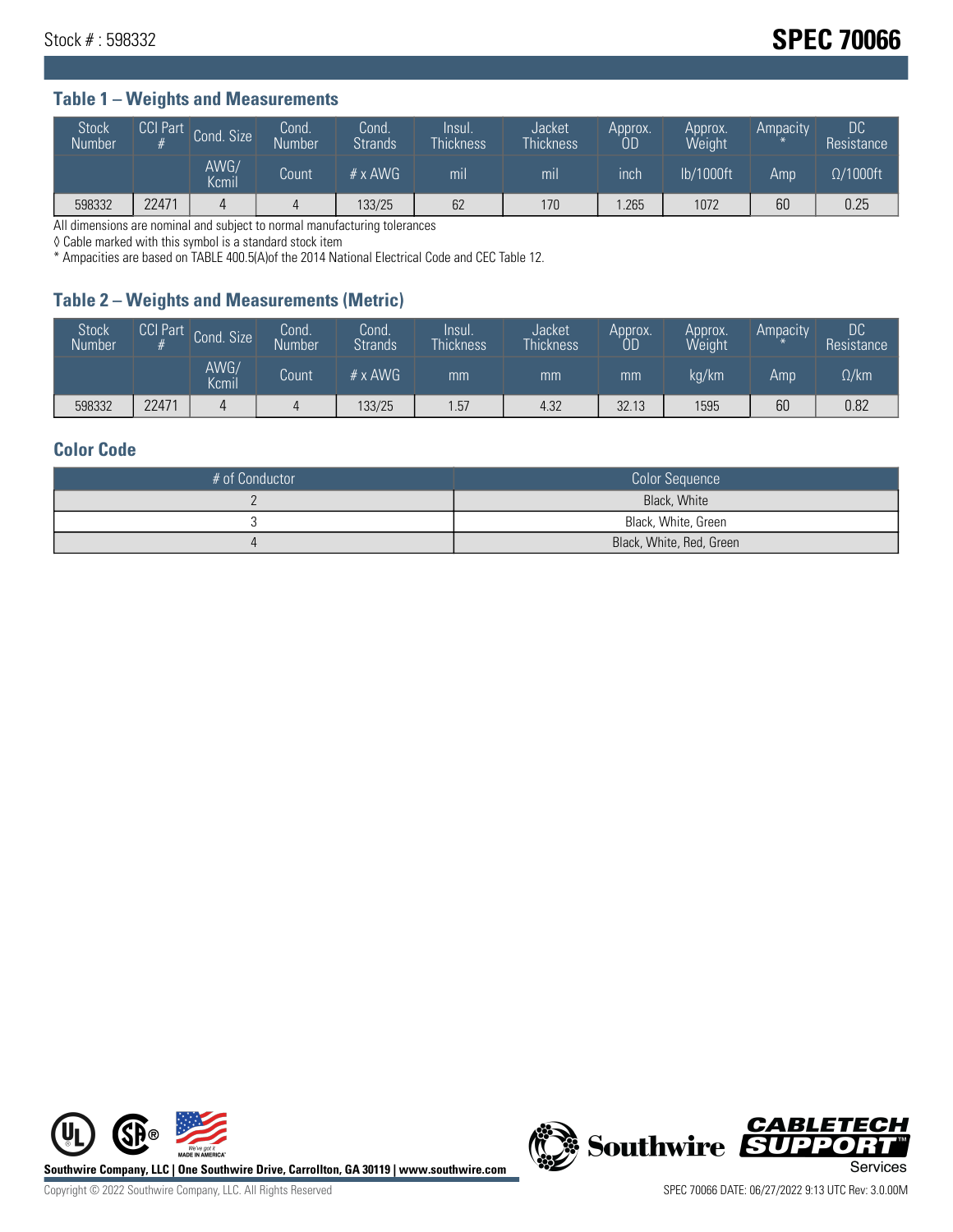Stock # : 598332

# SPEC 70066

## Table 1 – Weights and Measurements

| Stock Number | CCI Part # | Cond. Size | Cond. Number | Cond. Strands | Insul. Thickness | Jacket Thickness | Approx. OD | Approx. Weight | Ampacity * | DC Resistance |
|---|---|---|---|---|---|---|---|---|---|---|
| | | AWG/ Kcmil | Count | # x AWG | mil | mil | inch | lb/1000ft | Amp | Ω/1000ft |
| 598332 | 22471 | 4 | 4 | 133/25 | 62 | 170 | 1.265 | 1072 | 60 | 0.25 |

All dimensions are nominal and subject to normal manufacturing tolerances

◊ Cable marked with this symbol is a standard stock item

* Ampacities are based on TABLE 400.5(A)of the 2014 National Electrical Code and CEC Table 12.

## Table 2 – Weights and Measurements (Metric)

| Stock Number | CCI Part # | Cond. Size | Cond. Number | Cond. Strands | Insul. Thickness | Jacket Thickness | Approx. OD | Approx. Weight | Ampacity * | DC Resistance |
|---|---|---|---|---|---|---|---|---|---|---|
| | | AWG/ Kcmil | Count | # x AWG | mm | mm | mm | kg/km | Amp | Ω/km |
| 598332 | 22471 | 4 | 4 | 133/25 | 1.57 | 4.32 | 32.13 | 1595 | 60 | 0.82 |

## Color Code

| # of Conductor | Color Sequence |
|---|---|
| 2 | Black, White |
| 3 | Black, White, Green |
| 4 | Black, White, Red, Green |

Southwire Company, LLC | One Southwire Drive, Carrollton, GA 30119 | www.southwire.com

Copyright © 2022 Southwire Company, LLC. All Rights Reserved

SPEC 70066 DATE: 06/27/2022 9:13 UTC Rev: 3.0.00M